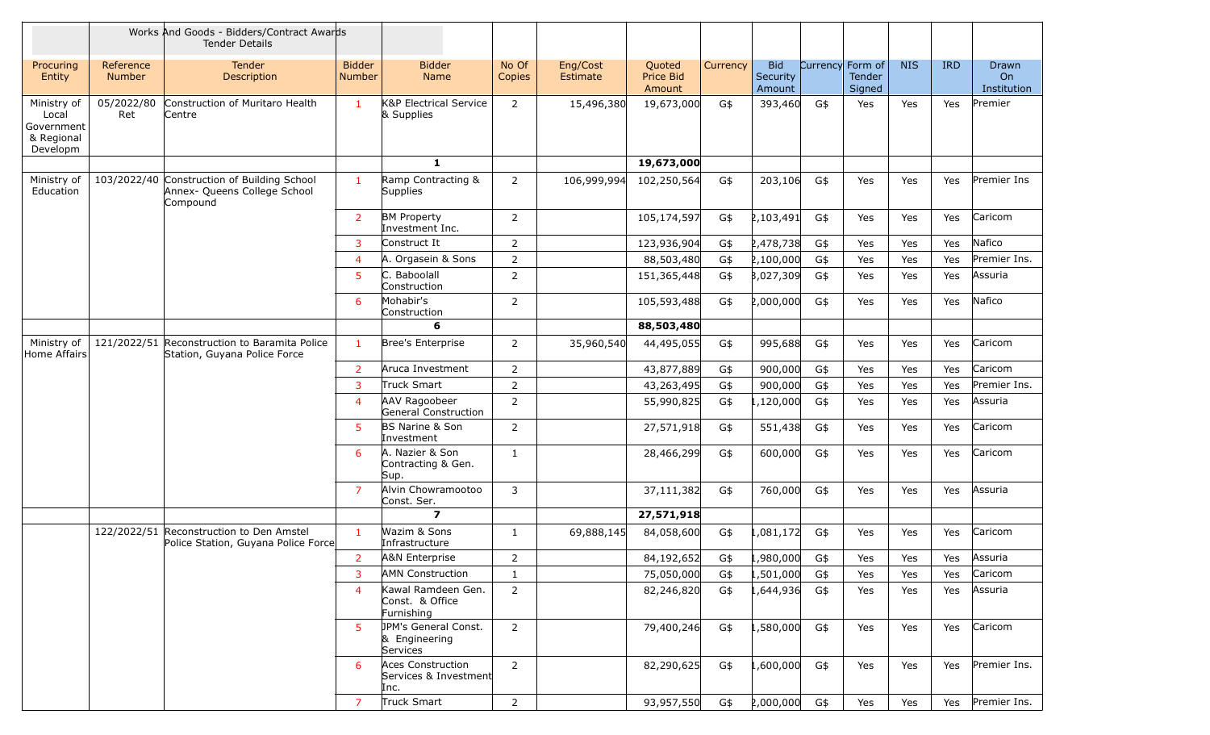| | | Works And Goods - Bidders/Contract Awards Tender Details | | | | | | | | | | | | |
|---|---|---|---|---|---|---|---|---|---|---|---|---|---|---|
| Procuring Entity | Reference Number | Tender Description | Bidder Number | Bidder Name | No Of Copies | Eng/Cost Estimate | Quoted Price Bid Amount | Currency | Bid Security Amount | Currency | Form of Tender Signed | NIS | IRD | Drawn On Institution |
| Ministry of Local Government & Regional Developm | 05/2022/80 Ret | Construction of Muritaro Health Centre | 1 | K&P Electrical Service & Supplies | 2 | 15,496,380 | 19,673,000 | G$ | 393,460 | G$ | Yes | Yes | Yes | Premier |
| | | | | **1** | | | **19,673,000** | | | | | | | |
| Ministry of Education | 103/2022/40 | Construction of Building School Annex- Queens College School Compound | 1 | Ramp Contracting & Supplies | 2 | 106,999,994 | 102,250,564 | G$ | 203,106 | G$ | Yes | Yes | Yes | Premier Ins |
| | | | 2 | BM Property Investment Inc. | 2 | | 105,174,597 | G$ | 2,103,491 | G$ | Yes | Yes | Yes | Caricom |
| | | | 3 | Construct It | 2 | | 123,936,904 | G$ | 2,478,738 | G$ | Yes | Yes | Yes | Nafico |
| | | | 4 | A. Orgasein & Sons | 2 | | 88,503,480 | G$ | 2,100,000 | G$ | Yes | Yes | Yes | Premier Ins. |
| | | | 5 | C. Baboolall Construction | 2 | | 151,365,448 | G$ | 3,027,309 | G$ | Yes | Yes | Yes | Assuria |
| | | | 6 | Mohabir's Construction | 2 | | 105,593,488 | G$ | 2,000,000 | G$ | Yes | Yes | Yes | Nafico |
| | | | | **6** | | | **88,503,480** | | | | | | | |
| Ministry of Home Affairs | 121/2022/51 | Reconstruction to Baramita Police Station, Guyana Police Force | 1 | Bree's Enterprise | 2 | 35,960,540 | 44,495,055 | G$ | 995,688 | G$ | Yes | Yes | Yes | Caricom |
| | | | 2 | Aruca Investment | 2 | | 43,877,889 | G$ | 900,000 | G$ | Yes | Yes | Yes | Caricom |
| | | | 3 | Truck Smart | 2 | | 43,263,495 | G$ | 900,000 | G$ | Yes | Yes | Yes | Premier Ins. |
| | | | 4 | AAV Ragoobeer General Construction | 2 | | 55,990,825 | G$ | 1,120,000 | G$ | Yes | Yes | Yes | Assuria |
| | | | 5 | BS Narine & Son Investment | 2 | | 27,571,918 | G$ | 551,438 | G$ | Yes | Yes | Yes | Caricom |
| | | | 6 | A. Nazier & Son Contracting & Gen. Sup. | 1 | | 28,466,299 | G$ | 600,000 | G$ | Yes | Yes | Yes | Caricom |
| | | | 7 | Alvin Chowramootoo Const. Ser. | 3 | | 37,111,382 | G$ | 760,000 | G$ | Yes | Yes | Yes | Assuria |
| | | | | **7** | | | **27,571,918** | | | | | | | |
| | 122/2022/51 | Reconstruction to Den Amstel Police Station, Guyana Police Force | 1 | Wazim & Sons Infrastructure | 1 | 69,888,145 | 84,058,600 | G$ | 1,081,172 | G$ | Yes | Yes | Yes | Caricom |
| | | | 2 | A&N Enterprise | 2 | | 84,192,652 | G$ | 1,980,000 | G$ | Yes | Yes | Yes | Assuria |
| | | | 3 | AMN Construction | 1 | | 75,050,000 | G$ | 1,501,000 | G$ | Yes | Yes | Yes | Caricom |
| | | | 4 | Kawal Ramdeen Gen. Const. & Office Furnishing | 2 | | 82,246,820 | G$ | 1,644,936 | G$ | Yes | Yes | Yes | Assuria |
| | | | 5 | JPM's General Const. & Engineering Services | 2 | | 79,400,246 | G$ | 1,580,000 | G$ | Yes | Yes | Yes | Caricom |
| | | | 6 | Aces Construction Services & Investment Inc. | 2 | | 82,290,625 | G$ | 1,600,000 | G$ | Yes | Yes | Yes | Premier Ins. |
| | | | 7 | Truck Smart | 2 | | 93,957,550 | G$ | 2,000,000 | G$ | Yes | Yes | Yes | Premier Ins. |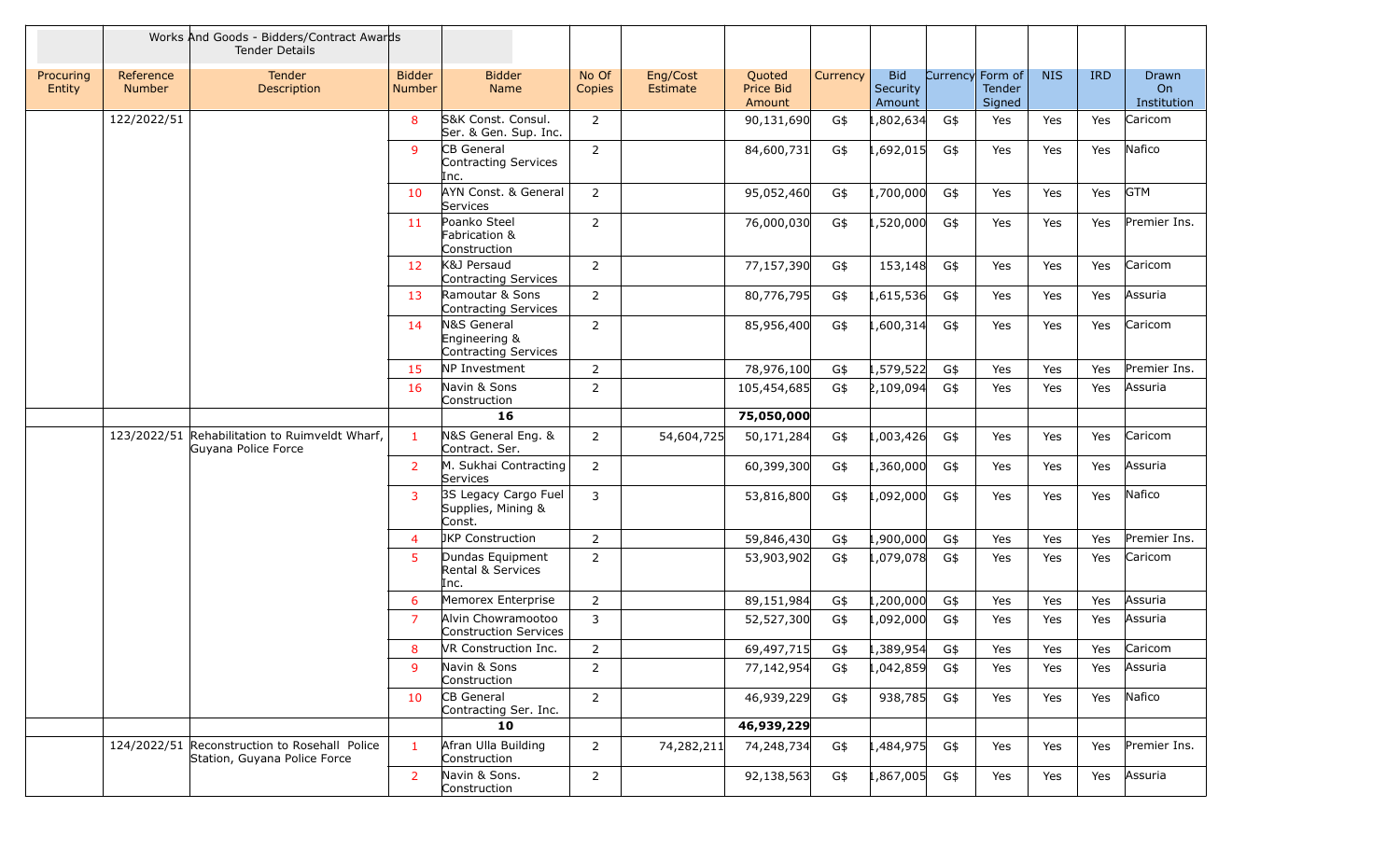| | | Works And Goods - Bidders/Contract Awards Tender Details | | | | | | | | | | | | |
|---|---|---|---|---|---|---|---|---|---|---|---|---|---|---|
| Procuring Entity | Reference Number | Tender Description | Bidder Number | Bidder Name | No Of Copies | Eng/Cost Estimate | Quoted Price Bid Amount | Currency | Bid Security Amount | Currency | Form of Tender Signed | NIS | IRD | Drawn On Institution |
| | 122/2022/51 | | 8 | S&K Const. Consul. Ser. & Gen. Sup. Inc. | 2 | | 90,131,690 | G$ | 1,802,634 | G$ | Yes | Yes | Yes | Caricom |
| | | | 9 | CB General Contracting Services Inc. | 2 | | 84,600,731 | G$ | 1,692,015 | G$ | Yes | Yes | Yes | Nafico |
| | | | 10 | AYN Const. & General Services | 2 | | 95,052,460 | G$ | 1,700,000 | G$ | Yes | Yes | Yes | GTM |
| | | | 11 | Poanko Steel Fabrication & Construction | 2 | | 76,000,030 | G$ | 1,520,000 | G$ | Yes | Yes | Yes | Premier Ins. |
| | | | 12 | K&J Persaud Contracting Services | 2 | | 77,157,390 | G$ | 153,148 | G$ | Yes | Yes | Yes | Caricom |
| | | | 13 | Ramoutar & Sons Contracting Services | 2 | | 80,776,795 | G$ | 1,615,536 | G$ | Yes | Yes | Yes | Assuria |
| | | | 14 | N&S General Engineering & Contracting Services | 2 | | 85,956,400 | G$ | 1,600,314 | G$ | Yes | Yes | Yes | Caricom |
| | | | 15 | NP Investment | 2 | | 78,976,100 | G$ | 1,579,522 | G$ | Yes | Yes | Yes | Premier Ins. |
| | | | 16 | Navin & Sons Construction | 2 | | 105,454,685 | G$ | 2,109,094 | G$ | Yes | Yes | Yes | Assuria |
| | | | | **16** | | | **75,050,000** | | | | | | | |
| | 123/2022/51 | Rehabilitation to Ruimveldt Wharf, Guyana Police Force | 1 | N&S General Eng. & Contract. Ser. | 2 | 54,604,725 | 50,171,284 | G$ | 1,003,426 | G$ | Yes | Yes | Yes | Caricom |
| | | | 2 | M. Sukhai Contracting Services | 2 | | 60,399,300 | G$ | 1,360,000 | G$ | Yes | Yes | Yes | Assuria |
| | | | 3 | 3S Legacy Cargo Fuel Supplies, Mining & Const. | 3 | | 53,816,800 | G$ | 1,092,000 | G$ | Yes | Yes | Yes | Nafico |
| | | | 4 | JKP Construction | 2 | | 59,846,430 | G$ | 1,900,000 | G$ | Yes | Yes | Yes | Premier Ins. |
| | | | 5 | Dundas Equipment Rental & Services Inc. | 2 | | 53,903,902 | G$ | 1,079,078 | G$ | Yes | Yes | Yes | Caricom |
| | | | 6 | Memorex Enterprise | 2 | | 89,151,984 | G$ | 1,200,000 | G$ | Yes | Yes | Yes | Assuria |
| | | | 7 | Alvin Chowramootoo Construction Services | 3 | | 52,527,300 | G$ | 1,092,000 | G$ | Yes | Yes | Yes | Assuria |
| | | | 8 | VR Construction Inc. | 2 | | 69,497,715 | G$ | 1,389,954 | G$ | Yes | Yes | Yes | Caricom |
| | | | 9 | Navin & Sons Construction | 2 | | 77,142,954 | G$ | 1,042,859 | G$ | Yes | Yes | Yes | Assuria |
| | | | 10 | CB General Contracting Ser. Inc. | 2 | | 46,939,229 | G$ | 938,785 | G$ | Yes | Yes | Yes | Nafico |
| | | | | **10** | | | **46,939,229** | | | | | | | |
| | 124/2022/51 | Reconstruction to Rosehall Police Station, Guyana Police Force | 1 | Afran Ulla Building Construction | 2 | 74,282,211 | 74,248,734 | G$ | 1,484,975 | G$ | Yes | Yes | Yes | Premier Ins. |
| | | | 2 | Navin & Sons. Construction | 2 | | 92,138,563 | G$ | 1,867,005 | G$ | Yes | Yes | Yes | Assuria |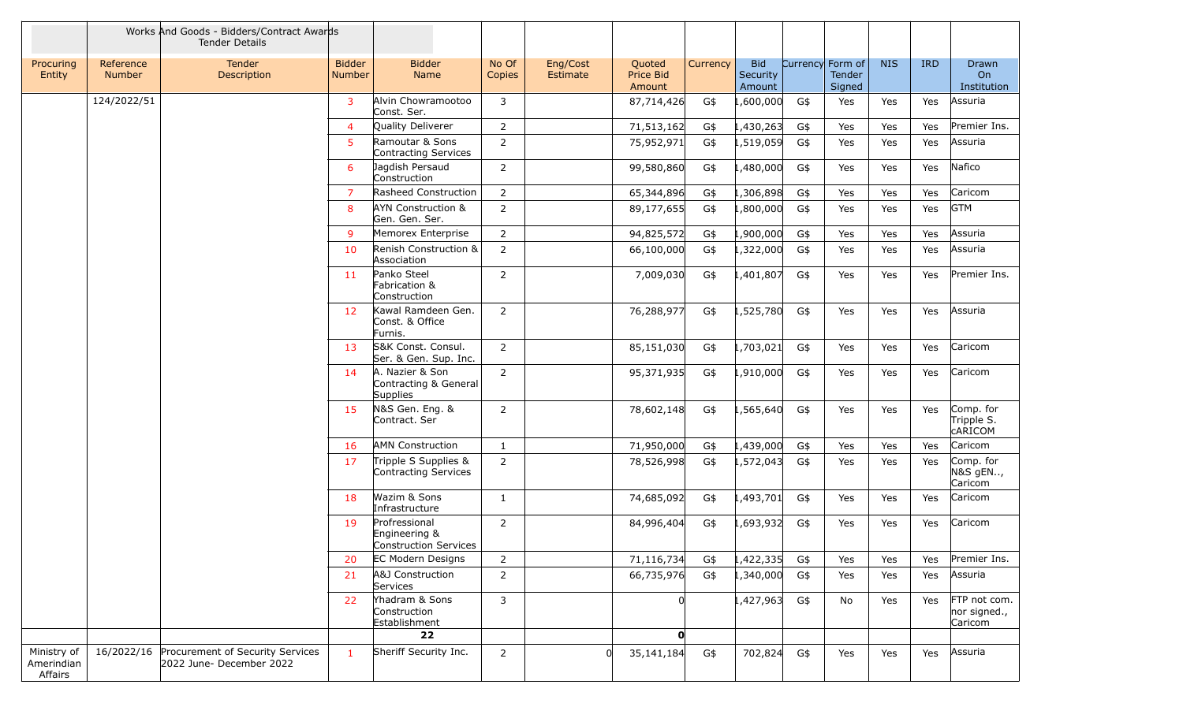| | | Works And Goods - Bidders/Contract Awards Tender Details | | | | | | | | | | | | |
|---|---|---|---|---|---|---|---|---|---|---|---|---|---|---|
| Procuring Entity | Reference Number | Tender Description | Bidder Number | Bidder Name | No Of Copies | Eng/Cost Estimate | Quoted Price Bid Amount | Currency | Bid Security Amount | Currency | Form of Tender Signed | NIS | IRD | Drawn On Institution |
| | 124/2022/51 | | 3 | Alvin Chowramootoo Const. Ser. | 3 | | 87,714,426 | G$ | 1,600,000 | G$ | Yes | Yes | Yes | Assuria |
| | | | 4 | Quality Deliverer | 2 | | 71,513,162 | G$ | 1,430,263 | G$ | Yes | Yes | Yes | Premier Ins. |
| | | | 5 | Ramoutar & Sons Contracting Services | 2 | | 75,952,971 | G$ | 1,519,059 | G$ | Yes | Yes | Yes | Assuria |
| | | | 6 | Jagdish Persaud Construction | 2 | | 99,580,860 | G$ | 1,480,000 | G$ | Yes | Yes | Yes | Nafico |
| | | | 7 | Rasheed Construction | 2 | | 65,344,896 | G$ | 1,306,898 | G$ | Yes | Yes | Yes | Caricom |
| | | | 8 | AYN Construction & Gen. Gen. Ser. | 2 | | 89,177,655 | G$ | 1,800,000 | G$ | Yes | Yes | Yes | GTM |
| | | | 9 | Memorex Enterprise | 2 | | 94,825,572 | G$ | 1,900,000 | G$ | Yes | Yes | Yes | Assuria |
| | | | 10 | Renish Construction & Association | 2 | | 66,100,000 | G$ | 1,322,000 | G$ | Yes | Yes | Yes | Assuria |
| | | | 11 | Panko Steel Fabrication & Construction | 2 | | 7,009,030 | G$ | 1,401,807 | G$ | Yes | Yes | Yes | Premier Ins. |
| | | | 12 | Kawal Ramdeen Gen. Const. & Office Furnis. | 2 | | 76,288,977 | G$ | 1,525,780 | G$ | Yes | Yes | Yes | Assuria |
| | | | 13 | S&K Const. Consul. Ser. & Gen. Sup. Inc. | 2 | | 85,151,030 | G$ | 1,703,021 | G$ | Yes | Yes | Yes | Caricom |
| | | | 14 | A. Nazier & Son Contracting & General Supplies | 2 | | 95,371,935 | G$ | 1,910,000 | G$ | Yes | Yes | Yes | Caricom |
| | | | 15 | N&S Gen. Eng. & Contract. Ser | 2 | | 78,602,148 | G$ | 1,565,640 | G$ | Yes | Yes | Yes | Comp. for Tripple S. cARICOM |
| | | | 16 | AMN Construction | 1 | | 71,950,000 | G$ | 1,439,000 | G$ | Yes | Yes | Yes | Caricom |
| | | | 17 | Tripple S Supplies & Contracting Services | 2 | | 78,526,998 | G$ | 1,572,043 | G$ | Yes | Yes | Yes | Comp. for N&S gEN.., Caricom |
| | | | 18 | Wazim & Sons Infrastructure | 1 | | 74,685,092 | G$ | 1,493,701 | G$ | Yes | Yes | Yes | Caricom |
| | | | 19 | Profressional Engineering & Construction Services | 2 | | 84,996,404 | G$ | 1,693,932 | G$ | Yes | Yes | Yes | Caricom |
| | | | 20 | EC Modern Designs | 2 | | 71,116,734 | G$ | 1,422,335 | G$ | Yes | Yes | Yes | Premier Ins. |
| | | | 21 | A&J Construction Services | 2 | | 66,735,976 | G$ | 1,340,000 | G$ | Yes | Yes | Yes | Assuria |
| | | | 22 | Yhadram & Sons Construction Establishment | 3 | | 0 | | 1,427,963 | G$ | No | Yes | Yes | FTP not com. nor signed., Caricom |
| | | | | **22** | | | **0** | | | | | | | |
| Ministry of Amerindian Affairs | 16/2022/16 | Procurement of Security Services 2022 June- December 2022 | 1 | Sheriff Security Inc. | 2 | 0 | 35,141,184 | G$ | 702,824 | G$ | Yes | Yes | Yes | Assuria |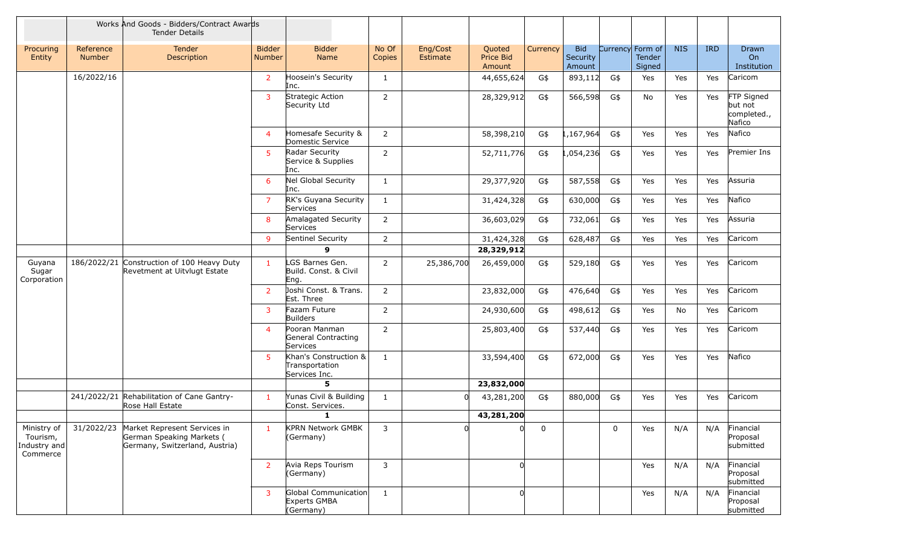| | | Works And Goods - Bidders/Contract Awards Tender Details | | | | | | | | | | | | |
|---|---|---|---|---|---|---|---|---|---|---|---|---|---|---|
| Procuring Entity | Reference Number | Tender Description | Bidder Number | Bidder Name | No Of Copies | Eng/Cost Estimate | Quoted Price Bid Amount | Currency | Bid Security Amount | Currency | Form of Tender Signed | NIS | IRD | Drawn On Institution |
| | 16/2022/16 | | 2 | Hoosein's Security Inc. | 1 | | 44,655,624 | G$ | 893,112 | G$ | Yes | Yes | Yes | Caricom |
| | | | 3 | Strategic Action Security Ltd | 2 | | 28,329,912 | G$ | 566,598 | G$ | No | Yes | Yes | FTP Signed but not completed., Nafico |
| | | | 4 | Homesafe Security & Domestic Service | 2 | | 58,398,210 | G$ | 1,167,964 | G$ | Yes | Yes | Yes | Nafico |
| | | | 5 | Radar Security Service & Supplies Inc. | 2 | | 52,711,776 | G$ | 1,054,236 | G$ | Yes | Yes | Yes | Premier Ins |
| | | | 6 | Nel Global Security Inc. | 1 | | 29,377,920 | G$ | 587,558 | G$ | Yes | Yes | Yes | Assuria |
| | | | 7 | RK's Guyana Security Services | 1 | | 31,424,328 | G$ | 630,000 | G$ | Yes | Yes | Yes | Nafico |
| | | | 8 | Amalagated Security Services | 2 | | 36,603,029 | G$ | 732,061 | G$ | Yes | Yes | Yes | Assuria |
| | | | 9 | Sentinel Security | 2 | | 31,424,328 | G$ | 628,487 | G$ | Yes | Yes | Yes | Caricom |
| | | | | **9** | | | **28,329,912** | | | | | | | |
| Guyana Sugar Corporation | 186/2022/21 | Construction of 100 Heavy Duty Revetment at Uitvlugt Estate | 1 | LGS Barnes Gen. Build. Const. & Civil Eng. | 2 | 25,386,700 | 26,459,000 | G$ | 529,180 | G$ | Yes | Yes | Yes | Caricom |
| | | | 2 | Joshi Const. & Trans. Est. Three | 2 | | 23,832,000 | G$ | 476,640 | G$ | Yes | Yes | Yes | Caricom |
| | | | 3 | Fazam Future Builders | 2 | | 24,930,600 | G$ | 498,612 | G$ | Yes | No | Yes | Caricom |
| | | | 4 | Pooran Manman General Contracting Services | 2 | | 25,803,400 | G$ | 537,440 | G$ | Yes | Yes | Yes | Caricom |
| | | | 5 | Khan's Construction & Transportation Services Inc. | 1 | | 33,594,400 | G$ | 672,000 | G$ | Yes | Yes | Yes | Nafico |
| | | | | **5** | | | **23,832,000** | | | | | | | |
| | 241/2022/21 | Rehabilitation of Cane Gantry-Rose Hall Estate | 1 | Yunas Civil & Building Const. Services. | 1 | 0 | 43,281,200 | G$ | 880,000 | G$ | Yes | Yes | Yes | Caricom |
| | | | | **1** | | | **43,281,200** | | | | | | | |
| Ministry of Tourism, Industry and Commerce | 31/2022/23 | Market Represent Services in German Speaking Markets ( Germany, Switzerland, Austria) | 1 | KPRN Network GMBK (Germany) | 3 | 0 | 0 | 0 | | 0 | Yes | N/A | N/A | Financial Proposal submitted |
| | | | 2 | Avia Reps Tourism (Germany) | 3 | | 0 | | | | Yes | N/A | N/A | Financial Proposal submitted |
| | | | 3 | Global Communication Experts GMBA (Germany) | 1 | | 0 | | | | Yes | N/A | N/A | Financial Proposal submitted |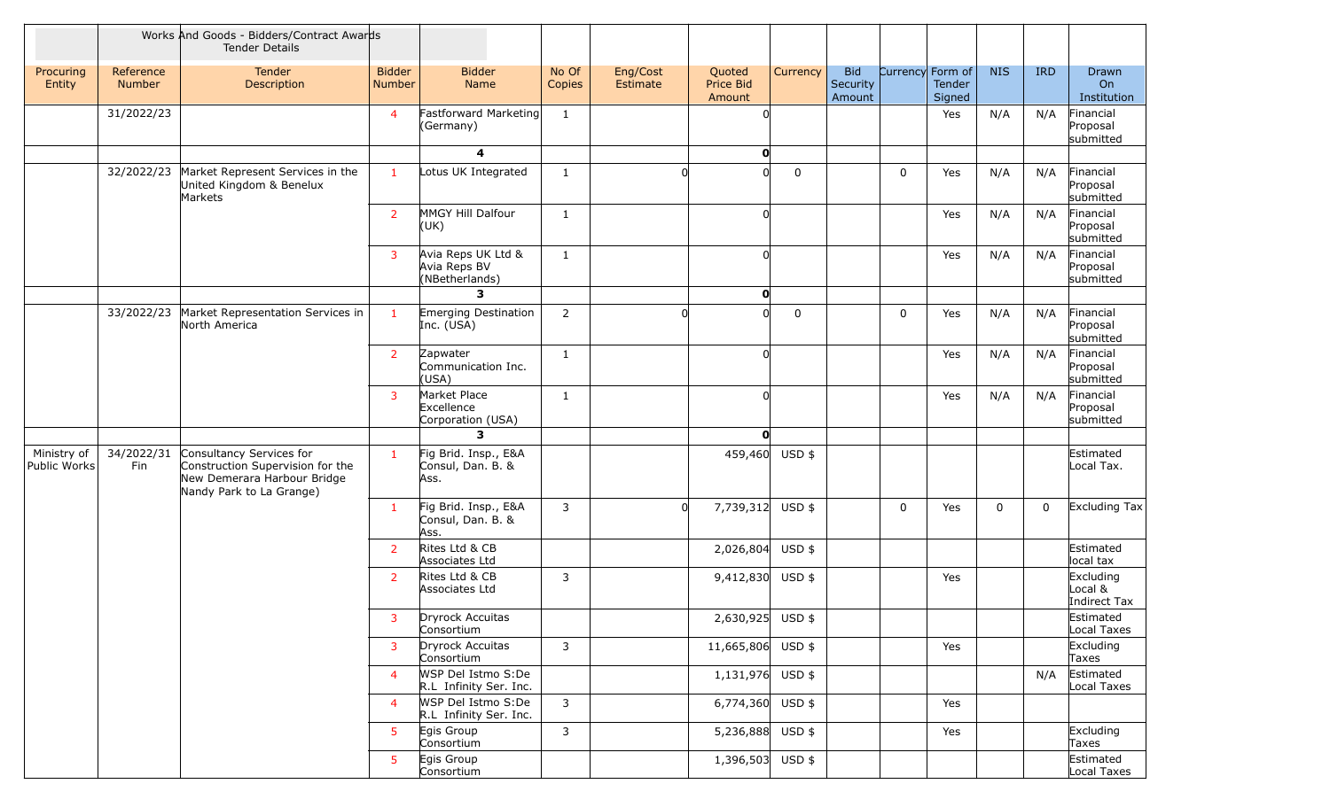| | | Works And Goods - Bidders/Contract Awards<br>Tender Details | | | | | | | | | | | | |
|---|---|---|---|---|---|---|---|---|---|---|---|---|---|---|
| Procuring Entity | Reference Number | Tender Description | Bidder Number | Bidder Name | No Of Copies | Eng/Cost Estimate | Quoted Price Bid Amount | Currency | Bid Security Amount | Currency | Form of Tender Signed | NIS | IRD | Drawn On Institution |
| | 31/2022/23 | | 4 | Fastforward Marketing (Germany) | 1 | | 0 | | | | Yes | N/A | N/A | Financial Proposal submitted |
| | | | | **4** | | | **0** | | | | | | | |
| | 32/2022/23 | Market Represent Services in the United Kingdom & Benelux Markets | 1 | Lotus UK Integrated | 1 | 0 | 0 | 0 | | 0 | Yes | N/A | N/A | Financial Proposal submitted |
| | | | 2 | MMGY Hill Dalfour (UK) | 1 | | 0 | | | | Yes | N/A | N/A | Financial Proposal submitted |
| | | | 3 | Avia Reps UK Ltd & Avia Reps BV (NBetherlands) | 1 | | 0 | | | | Yes | N/A | N/A | Financial Proposal submitted |
| | | | | **3** | | | **0** | | | | | | | |
| | 33/2022/23 | Market Representation Services in North America | 1 | Emerging Destination Inc. (USA) | 2 | 0 | 0 | 0 | | 0 | Yes | N/A | N/A | Financial Proposal submitted |
| | | | 2 | Zapwater Communication Inc. (USA) | 1 | | 0 | | | | Yes | N/A | N/A | Financial Proposal submitted |
| | | | 3 | Market Place Excellence Corporation (USA) | 1 | | 0 | | | | Yes | N/A | N/A | Financial Proposal submitted |
| | | | | **3** | | | **0** | | | | | | | |
| Ministry of Public Works | 34/2022/31 Fin | Consultancy Services for Construction Supervision for the New Demerara Harbour Bridge Nandy Park to La Grange) | 1 | Fig Brid. Insp., E&A Consul, Dan. B. & Ass. | | | 459,460 | USD $ | | | | | | Estimated Local Tax. |
| | | | 1 | Fig Brid. Insp., E&A Consul, Dan. B. & Ass. | 3 | 0 | 7,739,312 | USD $ | | 0 | Yes | 0 | 0 | Excluding Tax |
| | | | 2 | Rites Ltd & CB Associates Ltd | | | 2,026,804 | USD $ | | | | | | Estimated local tax |
| | | | 2 | Rites Ltd & CB Associates Ltd | 3 | | 9,412,830 | USD $ | | | Yes | | | Excluding Local & Indirect Tax |
| | | | 3 | Dryrock Accuitas Consortium | | | 2,630,925 | USD $ | | | | | | Estimated Local Taxes |
| | | | 3 | Dryrock Accuitas Consortium | 3 | | 11,665,806 | USD $ | | | Yes | | | Excluding Taxes |
| | | | 4 | WSP Del Istmo S:De R.L Infinity Ser. Inc. | | | 1,131,976 | USD $ | | | | | N/A | Estimated Local Taxes |
| | | | 4 | WSP Del Istmo S:De R.L Infinity Ser. Inc. | 3 | | 6,774,360 | USD $ | | | Yes | | | |
| | | | 5 | Egis Group Consortium | 3 | | 5,236,888 | USD $ | | | Yes | | | Excluding Taxes |
| | | | 5 | Egis Group Consortium | | | 1,396,503 | USD $ | | | | | | Estimated Local Taxes |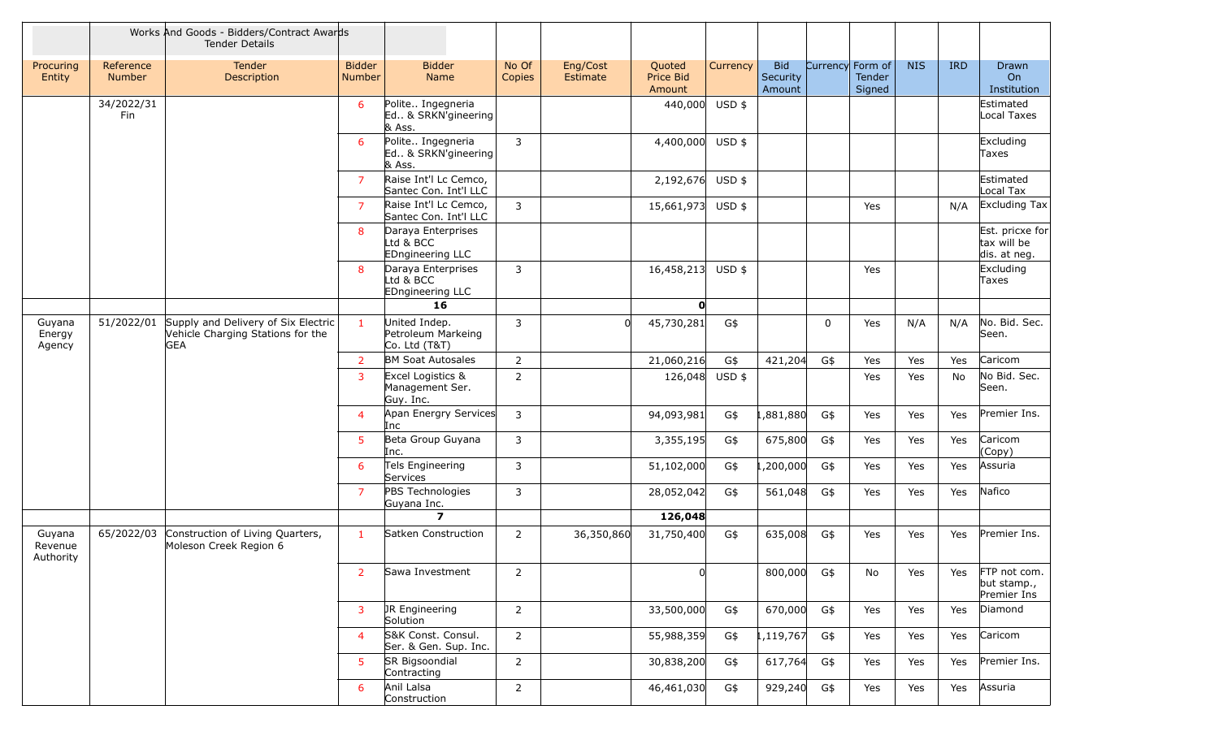| | | Works And Goods - Bidders/Contract Awards Tender Details | | | | | | | | | | | | |
|---|---|---|---|---|---|---|---|---|---|---|---|---|---|---|
| Procuring Entity | Reference Number | Tender Description | Bidder Number | Bidder Name | No Of Copies | Eng/Cost Estimate | Quoted Price Bid Amount | Currency | Bid Security Amount | Currency | Form of Tender Signed | NIS | IRD | Drawn On Institution |
| | 34/2022/31 Fin | | 6 | Polite.. Ingegneria Ed.. & SRKN'gineering & Ass. | | | 440,000 | USD $ | | | | | | Estimated Local Taxes |
| | | | 6 | Polite.. Ingegneria Ed.. & SRKN'gineering & Ass. | 3 | | 4,400,000 | USD $ | | | | | | Excluding Taxes |
| | | | 7 | Raise Int'l Lc Cemco, Santec Con. Int'l LLC | | | 2,192,676 | USD $ | | | | | | Estimated Local Tax |
| | | | 7 | Raise Int'l Lc Cemco, Santec Con. Int'l LLC | 3 | | 15,661,973 | USD $ | | | Yes | | N/A | Excluding Tax |
| | | | 8 | Daraya Enterprises Ltd & BCC EDngineering LLC | | | | | | | | | | Est. pricxe for tax will be dis. at neg. |
| | | | 8 | Daraya Enterprises Ltd & BCC EDngineering LLC | 3 | | 16,458,213 | USD $ | | | Yes | | | Excluding Taxes |
| | | | | **16** | | | **0** | | | | | | | |
| Guyana Energy Agency | 51/2022/01 | Supply and Delivery of Six Electric Vehicle Charging Stations for the GEA | 1 | United Indep. Petroleum Markeing Co. Ltd (T&T) | 3 | 0 | 45,730,281 | G$ | | 0 | Yes | N/A | N/A | No. Bid. Sec. Seen. |
| | | | 2 | BM Soat Autosales | 2 | | 21,060,216 | G$ | 421,204 | G$ | Yes | Yes | Yes | Caricom |
| | | | 3 | Excel Logistics & Management Ser. Guy. Inc. | 2 | | 126,048 | USD $ | | | Yes | Yes | No | No Bid. Sec. Seen. |
| | | | 4 | Apan Energry Services Inc | 3 | | 94,093,981 | G$ | 1,881,880 | G$ | Yes | Yes | Yes | Premier Ins. |
| | | | 5 | Beta Group Guyana Inc. | 3 | | 3,355,195 | G$ | 675,800 | G$ | Yes | Yes | Yes | Caricom (Copy) |
| | | | 6 | Tels Engineering Services | 3 | | 51,102,000 | G$ | 1,200,000 | G$ | Yes | Yes | Yes | Assuria |
| | | | 7 | PBS Technologies Guyana Inc. | 3 | | 28,052,042 | G$ | 561,048 | G$ | Yes | Yes | Yes | Nafico |
| | | | | **7** | | | **126,048** | | | | | | | |
| Guyana Revenue Authority | 65/2022/03 | Construction of Living Quarters, Moleson Creek Region 6 | 1 | Satken Construction | 2 | 36,350,860 | 31,750,400 | G$ | 635,008 | G$ | Yes | Yes | Yes | Premier Ins. |
| | | | 2 | Sawa Investment | 2 | | 0 | | 800,000 | G$ | No | Yes | Yes | FTP not com. but stamp., Premier Ins |
| | | | 3 | JR Engineering Solution | 2 | | 33,500,000 | G$ | 670,000 | G$ | Yes | Yes | Yes | Diamond |
| | | | 4 | S&K Const. Consul. Ser. & Gen. Sup. Inc. | 2 | | 55,988,359 | G$ | 1,119,767 | G$ | Yes | Yes | Yes | Caricom |
| | | | 5 | SR Bigsoondial Contracting | 2 | | 30,838,200 | G$ | 617,764 | G$ | Yes | Yes | Yes | Premier Ins. |
| | | | 6 | Anil Lalsa Construction | 2 | | 46,461,030 | G$ | 929,240 | G$ | Yes | Yes | Yes | Assuria |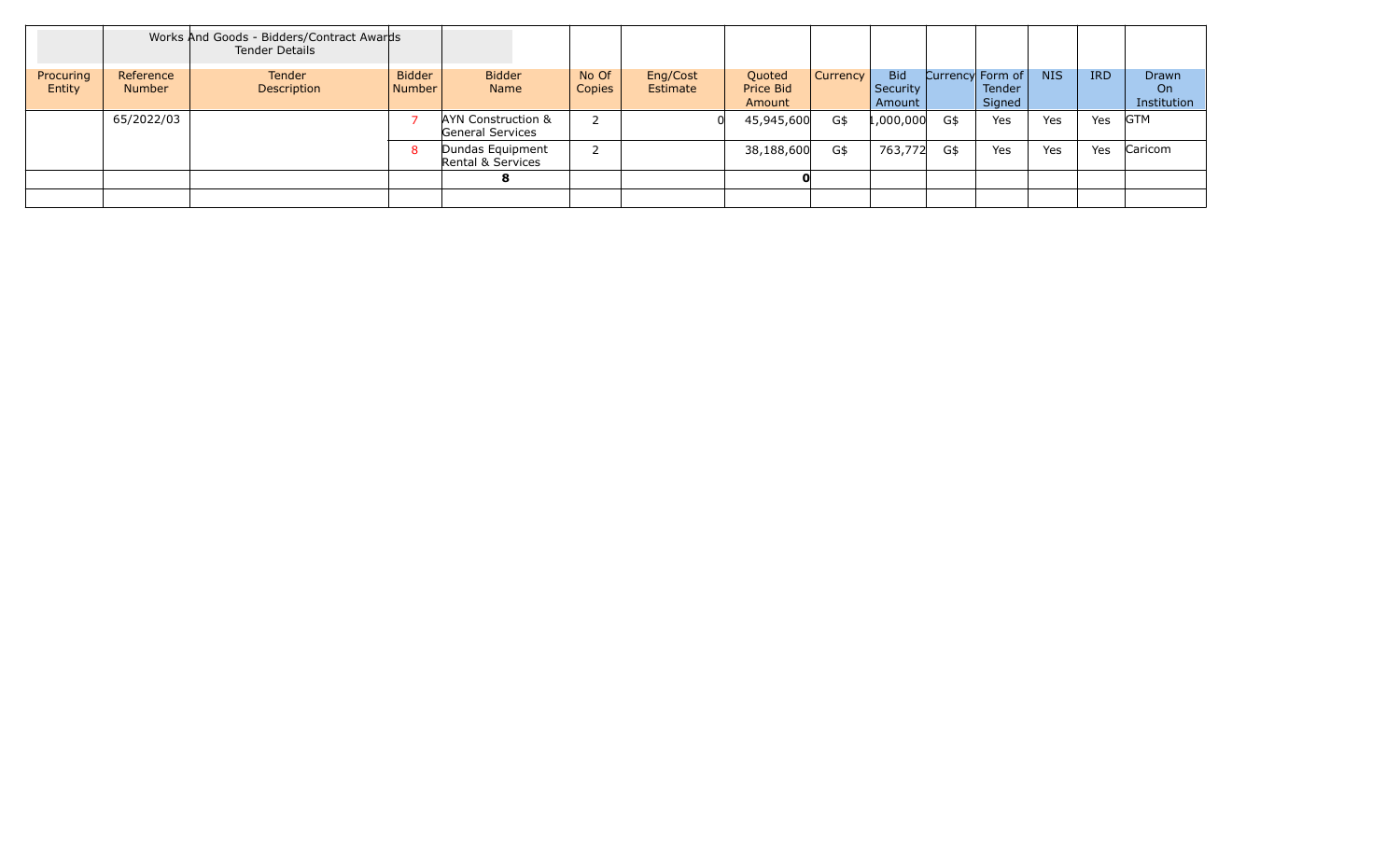| | | Works And Goods - Bidders/Contract Awards Tender Details | | | | | | | | | | | | |
|---|---|---|---|---|---|---|---|---|---|---|---|---|---|---|
| Procuring Entity | Reference Number | Tender Description | Bidder Number | Bidder Name | No Of Copies | Eng/Cost Estimate | Quoted Price Bid Amount | Currency | Bid Security Amount | Currency | Form of Tender Signed | NIS | IRD | Drawn On Institution |
| | 65/2022/03 | | 7 | AYN Construction & General Services | 2 | 0 | 45,945,600 | G$ | 1,000,000 | G$ | Yes | Yes | Yes | GTM |
| | | | 8 | Dundas Equipment Rental & Services | 2 | | 38,188,600 | G$ | 763,772 | G$ | Yes | Yes | Yes | Caricom |
| | | | | **8** | | | **0** | | | | | | | |
| | | | | | | | | | | | | | | |